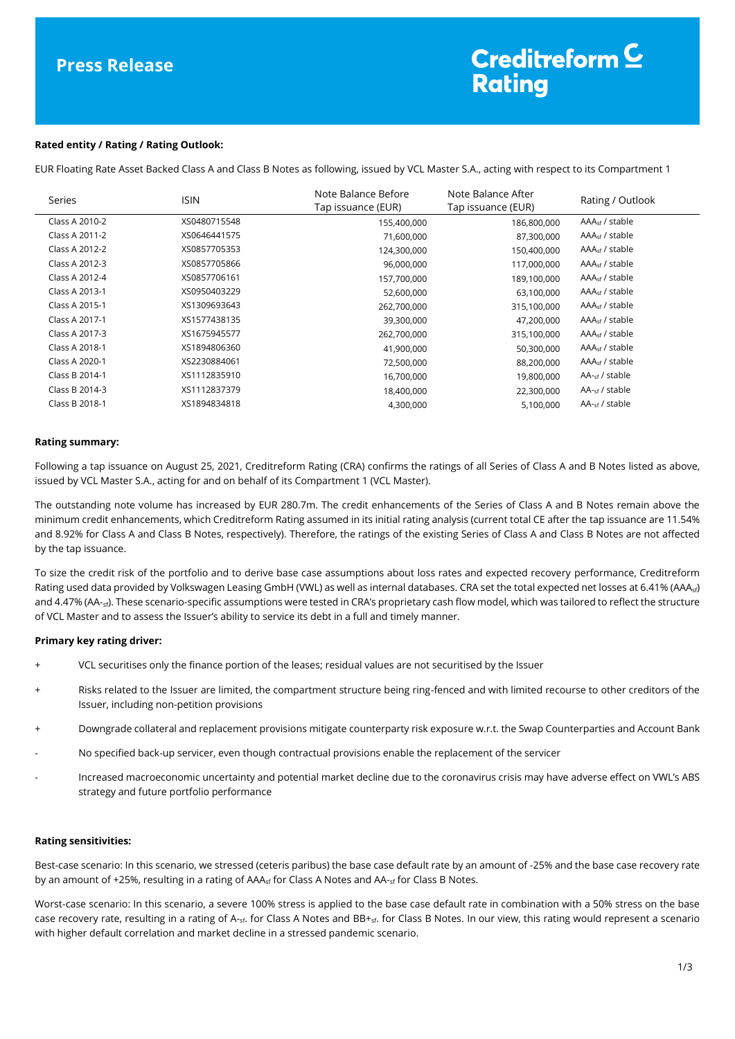# Press Release

**Creditreform Rating**

**Rated entity / Rating / Rating Outlook:**

EUR Floating Rate Asset Backed Class A and Class B Notes as following, issued by VCL Master S.A., acting with respect to its Compartment 1

| Series | ISIN | Note Balance Before Tap issuance (EUR) | Note Balance After Tap issuance (EUR) | Rating / Outlook |
|---|---|---|---|---|
| Class A 2010-2 | XS0480715548 | 155,400,000 | 186,800,000 | $AAA_{sf}$ / stable |
| Class A 2011-2 | XS0646441575 | 71,600,000 | 87,300,000 | $AAA_{sf}$ / stable |
| Class A 2012-2 | XS0857705353 | 124,300,000 | 150,400,000 | $AAA_{sf}$ / stable |
| Class A 2012-3 | XS0857705866 | 96,000,000 | 117,000,000 | $AAA_{sf}$ / stable |
| Class A 2012-4 | XS0857706161 | 157,700,000 | 189,100,000 | $AAA_{sf}$ / stable |
| Class A 2013-1 | XS0950403229 | 52,600,000 | 63,100,000 | $AAA_{sf}$ / stable |
| Class A 2015-1 | XS1309693643 | 262,700,000 | 315,100,000 | $AAA_{sf}$ / stable |
| Class A 2017-1 | XS1577438135 | 39,300,000 | 47,200,000 | $AAA_{sf}$ / stable |
| Class A 2017-3 | XS1675945577 | 262,700,000 | 315,100,000 | $AAA_{sf}$ / stable |
| Class A 2018-1 | XS1894806360 | 41,900,000 | 50,300,000 | $AAA_{sf}$ / stable |
| Class A 2020-1 | XS2230884061 | 72,500,000 | 88,200,000 | $AAA_{sf}$ / stable |
| Class B 2014-1 | XS1112835910 | 16,700,000 | 19,800,000 | $AA-_{sf}$ / stable |
| Class B 2014-3 | XS1112837379 | 18,400,000 | 22,300,000 | $AA-_{sf}$ / stable |
| Class B 2018-1 | XS1894834818 | 4,300,000 | 5,100,000 | $AA-_{sf}$ / stable |

**Rating summary:**

Following a tap issuance on August 25, 2021, Creditreform Rating (CRA) confirms the ratings of all Series of Class A and B Notes listed as above, issued by VCL Master S.A., acting for and on behalf of its Compartment 1 (VCL Master).

The outstanding note volume has increased by EUR 280.7m. The credit enhancements of the Series of Class A and B Notes remain above the minimum credit enhancements, which Creditreform Rating assumed in its initial rating analysis (current total CE after the tap issuance are 11.54% and 8.92% for Class A and Class B Notes, respectively). Therefore, the ratings of the existing Series of Class A and Class B Notes are not affected by the tap issuance.

To size the credit risk of the portfolio and to derive base case assumptions about loss rates and expected recovery performance, Creditreform Rating used data provided by Volkswagen Leasing GmbH (VWL) as well as internal databases. CRA set the total expected net losses at 6.41% ($AAA_{sf}$) and 4.47% ($AA-_{sf}$). These scenario-specific assumptions were tested in CRA's proprietary cash flow model, which was tailored to reflect the structure of VCL Master and to assess the Issuer's ability to service its debt in a full and timely manner.

**Primary key rating driver:**

- \+ VCL securitises only the finance portion of the leases; residual values are not securitised by the Issuer
- \+ Risks related to the Issuer are limited, the compartment structure being ring-fenced and with limited recourse to other creditors of the Issuer, including non-petition provisions
- \+ Downgrade collateral and replacement provisions mitigate counterparty risk exposure w.r.t. the Swap Counterparties and Account Bank
- \- No specified back-up servicer, even though contractual provisions enable the replacement of the servicer
- \- Increased macroeconomic uncertainty and potential market decline due to the coronavirus crisis may have adverse effect on VWL's ABS strategy and future portfolio performance

**Rating sensitivities:**

Best-case scenario: In this scenario, we stressed (ceteris paribus) the base case default rate by an amount of -25% and the base case recovery rate by an amount of +25%, resulting in a rating of $AAA_{sf}$ for Class A Notes and $AA-_{sf}$ for Class B Notes.

Worst-case scenario: In this scenario, a severe 100% stress is applied to the base case default rate in combination with a 50% stress on the base case recovery rate, resulting in a rating of $A-_{sf}$. for Class A Notes and $BB+_{sf}$. for Class B Notes. In our view, this rating would represent a scenario with higher default correlation and market decline in a stressed pandemic scenario.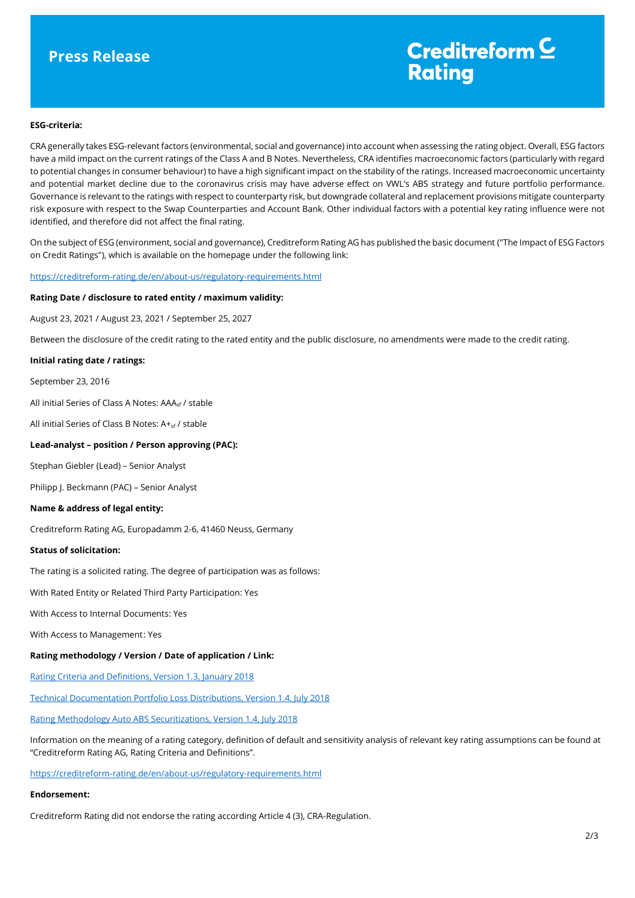**ESG-criteria:**

CRA generally takes ESG-relevant factors (environmental, social and governance) into account when assessing the rating object. Overall, ESG factors have a mild impact on the current ratings of the Class A and B Notes. Nevertheless, CRA identifies macroeconomic factors (particularly with regard to potential changes in consumer behaviour) to have a high significant impact on the stability of the ratings. Increased macroeconomic uncertainty and potential market decline due to the coronavirus crisis may have adverse effect on VWL's ABS strategy and future portfolio performance. Governance is relevant to the ratings with respect to counterparty risk, but downgrade collateral and replacement provisions mitigate counterparty risk exposure with respect to the Swap Counterparties and Account Bank. Other individual factors with a potential key rating influence were not identified, and therefore did not affect the final rating.

On the subject of ESG (environment, social and governance), Creditreform Rating AG has published the basic document ("The Impact of ESG Factors on Credit Ratings"), which is available on the homepage under the following link:

https://creditreform-rating.de/en/about-us/regulatory-requirements.html

**Rating Date / disclosure to rated entity / maximum validity:**

August 23, 2021 / August 23, 2021 / September 25, 2027

Between the disclosure of the credit rating to the rated entity and the public disclosure, no amendments were made to the credit rating.

**Initial rating date / ratings:**

September 23, 2016

All initial Series of Class A Notes: $AAA_{sf}$ / stable

All initial Series of Class B Notes: $A+_{sf}$ / stable

**Lead-analyst – position / Person approving (PAC):**

Stephan Giebler (Lead) – Senior Analyst

Philipp J. Beckmann (PAC) – Senior Analyst

**Name & address of legal entity:**

Creditreform Rating AG, Europadamm 2-6, 41460 Neuss, Germany

**Status of solicitation:**

The rating is a solicited rating. The degree of participation was as follows:

With Rated Entity or Related Third Party Participation: Yes

With Access to Internal Documents: Yes

With Access to Management: Yes

**Rating methodology / Version / Date of application / Link:**

Rating Criteria and Definitions, Version 1.3, January 2018

Technical Documentation Portfolio Loss Distributions, Version 1.4, July 2018

Rating Methodology Auto ABS Securitizations, Version 1.4, July 2018

Information on the meaning of a rating category, definition of default and sensitivity analysis of relevant key rating assumptions can be found at "Creditreform Rating AG, Rating Criteria and Definitions".

https://creditreform-rating.de/en/about-us/regulatory-requirements.html

**Endorsement:**

Creditreform Rating did not endorse the rating according Article 4 (3), CRA-Regulation.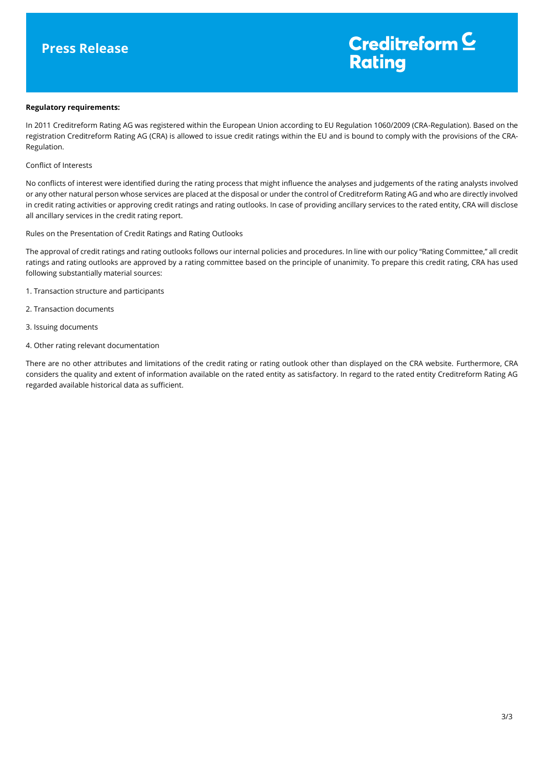**Regulatory requirements:**

In 2011 Creditreform Rating AG was registered within the European Union according to EU Regulation 1060/2009 (CRA-Regulation). Based on the registration Creditreform Rating AG (CRA) is allowed to issue credit ratings within the EU and is bound to comply with the provisions of the CRA-Regulation.

Conflict of Interests

No conflicts of interest were identified during the rating process that might influence the analyses and judgements of the rating analysts involved or any other natural person whose services are placed at the disposal or under the control of Creditreform Rating AG and who are directly involved in credit rating activities or approving credit ratings and rating outlooks. In case of providing ancillary services to the rated entity, CRA will disclose all ancillary services in the credit rating report.

Rules on the Presentation of Credit Ratings and Rating Outlooks

The approval of credit ratings and rating outlooks follows our internal policies and procedures. In line with our policy "Rating Committee," all credit ratings and rating outlooks are approved by a rating committee based on the principle of unanimity. To prepare this credit rating, CRA has used following substantially material sources:

1. Transaction structure and participants
2. Transaction documents
3. Issuing documents
4. Other rating relevant documentation

There are no other attributes and limitations of the credit rating or rating outlook other than displayed on the CRA website. Furthermore, CRA considers the quality and extent of information available on the rated entity as satisfactory. In regard to the rated entity Creditreform Rating AG regarded available historical data as sufficient.